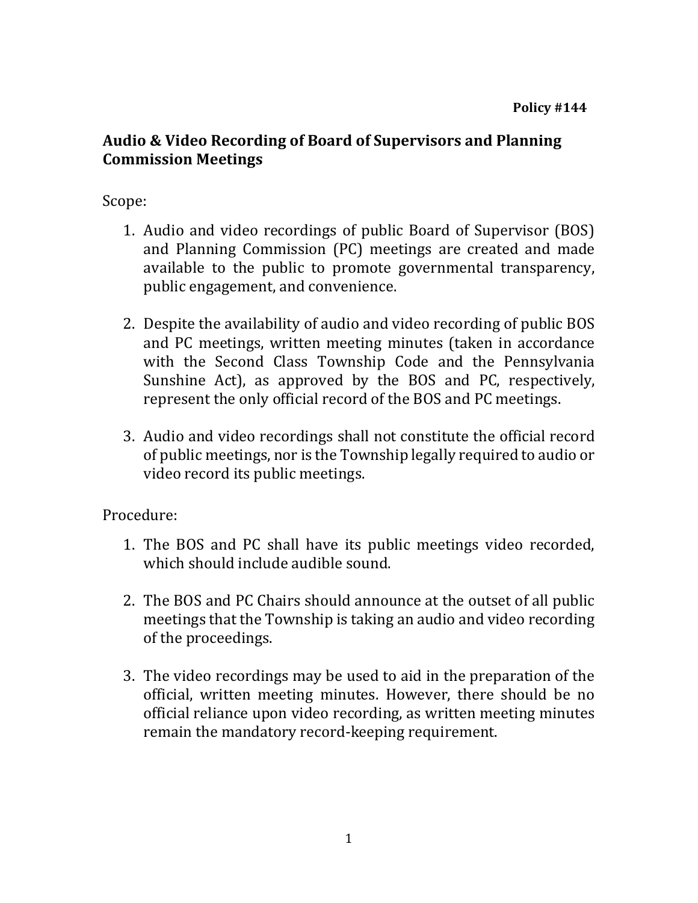**Policy #144**

## Audio & Video Recording of Board of Supervisors and Planning Commission Meetings

Scope:

1. Audio and video recordings of public Board of Supervisor (BOS) and Planning Commission (PC) meetings are created and made available to the public to promote governmental transparency, public engagement, and convenience.

2. Despite the availability of audio and video recording of public BOS and PC meetings, written meeting minutes (taken in accordance with the Second Class Township Code and the Pennsylvania Sunshine Act), as approved by the BOS and PC, respectively, represent the only official record of the BOS and PC meetings.

3. Audio and video recordings shall not constitute the official record of public meetings, nor is the Township legally required to audio or video record its public meetings.

Procedure:

1. The BOS and PC shall have its public meetings video recorded, which should include audible sound.

2. The BOS and PC Chairs should announce at the outset of all public meetings that the Township is taking an audio and video recording of the proceedings.

3. The video recordings may be used to aid in the preparation of the official, written meeting minutes. However, there should be no official reliance upon video recording, as written meeting minutes remain the mandatory record-keeping requirement.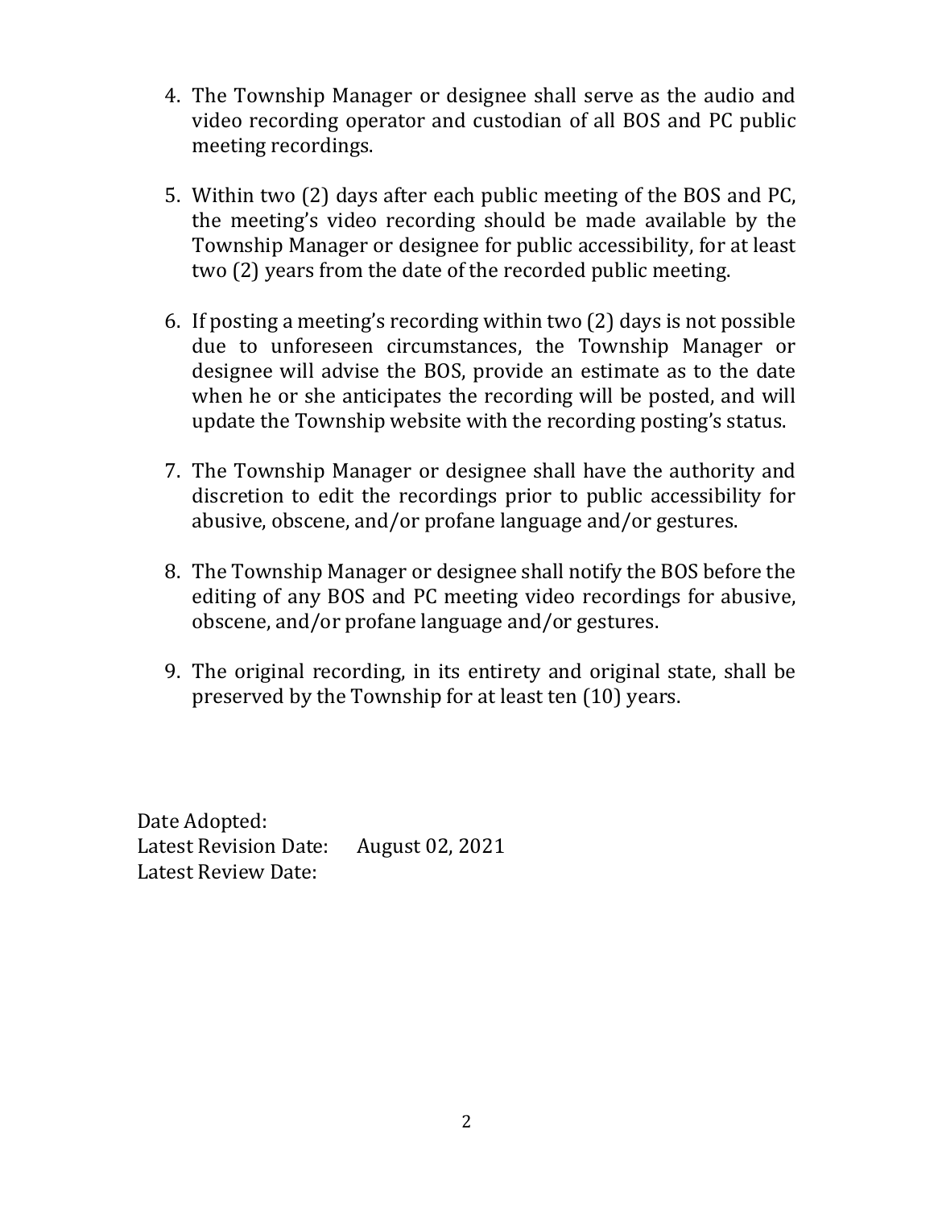4. The Township Manager or designee shall serve as the audio and video recording operator and custodian of all BOS and PC public meeting recordings.

5. Within two (2) days after each public meeting of the BOS and PC, the meeting's video recording should be made available by the Township Manager or designee for public accessibility, for at least two (2) years from the date of the recorded public meeting.

6. If posting a meeting's recording within two (2) days is not possible due to unforeseen circumstances, the Township Manager or designee will advise the BOS, provide an estimate as to the date when he or she anticipates the recording will be posted, and will update the Township website with the recording posting's status.

7. The Township Manager or designee shall have the authority and discretion to edit the recordings prior to public accessibility for abusive, obscene, and/or profane language and/or gestures.

8. The Township Manager or designee shall notify the BOS before the editing of any BOS and PC meeting video recordings for abusive, obscene, and/or profane language and/or gestures.

9. The original recording, in its entirety and original state, shall be preserved by the Township for at least ten (10) years.

Date Adopted:
Latest Revision Date: August 02, 2021
Latest Review Date: